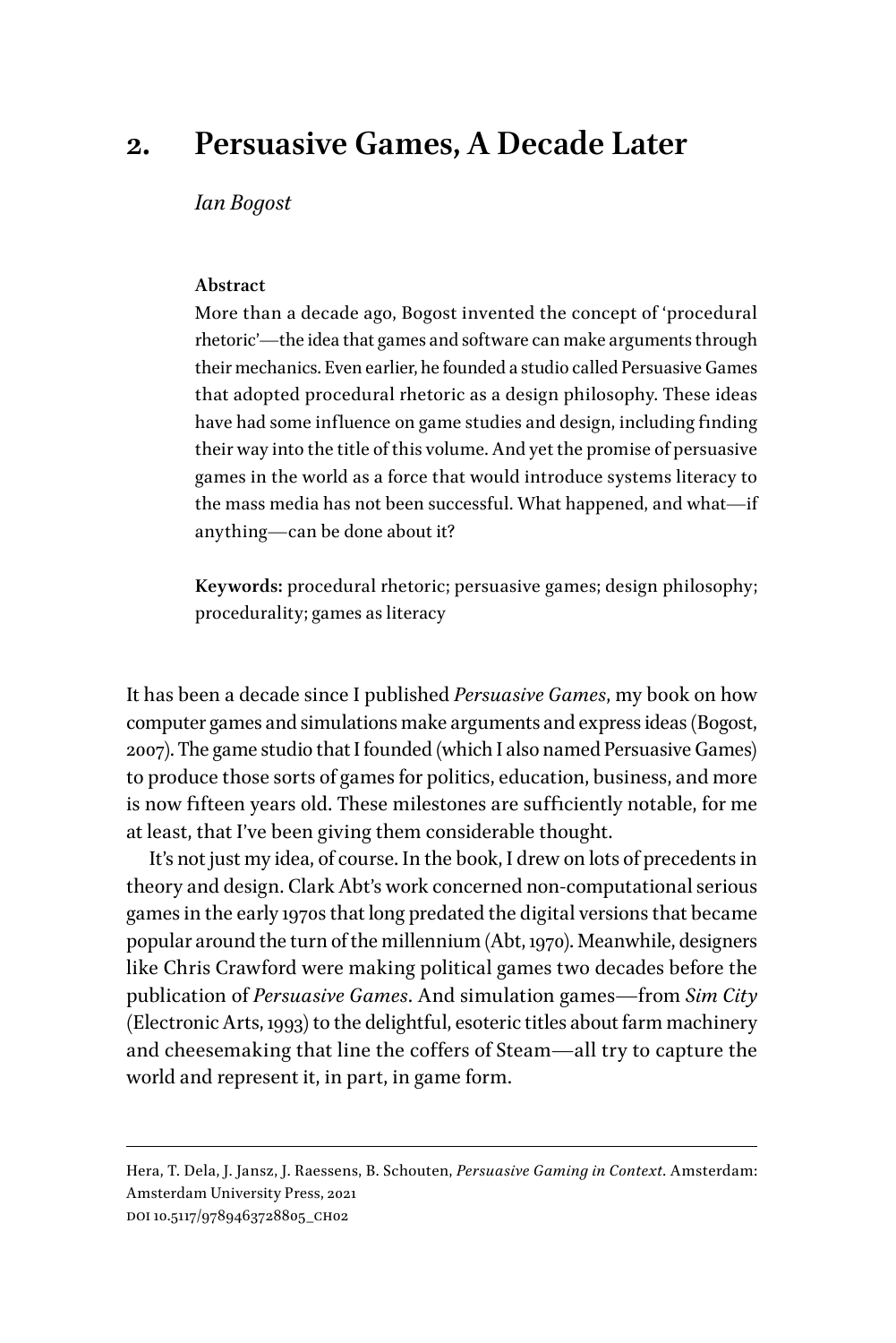# 2. Persuasive Games, A Decade Later

*Ian Bogost*

**Abstract**

More than a decade ago, Bogost invented the concept of 'procedural rhetoric'—the idea that games and software can make arguments through their mechanics. Even earlier, he founded a studio called Persuasive Games that adopted procedural rhetoric as a design philosophy. These ideas have had some influence on game studies and design, including finding their way into the title of this volume. And yet the promise of persuasive games in the world as a force that would introduce systems literacy to the mass media has not been successful. What happened, and what—if anything—can be done about it?

**Keywords:** procedural rhetoric; persuasive games; design philosophy; procedurality; games as literacy

It has been a decade since I published *Persuasive Games*, my book on how computer games and simulations make arguments and express ideas (Bogost, 2007). The game studio that I founded (which I also named Persuasive Games) to produce those sorts of games for politics, education, business, and more is now fifteen years old. These milestones are sufficiently notable, for me at least, that I've been giving them considerable thought.

It's not just my idea, of course. In the book, I drew on lots of precedents in theory and design. Clark Abt's work concerned non-computational serious games in the early 1970s that long predated the digital versions that became popular around the turn of the millennium (Abt, 1970). Meanwhile, designers like Chris Crawford were making political games two decades before the publication of *Persuasive Games*. And simulation games—from *Sim City* (Electronic Arts, 1993) to the delightful, esoteric titles about farm machinery and cheesemaking that line the coffers of Steam—all try to capture the world and represent it, in part, in game form.

Hera, T. Dela, J. Jansz, J. Raessens, B. Schouten, *Persuasive Gaming in Context*. Amsterdam: Amsterdam University Press, 2021

DOI 10.5117/9789463728805_CH02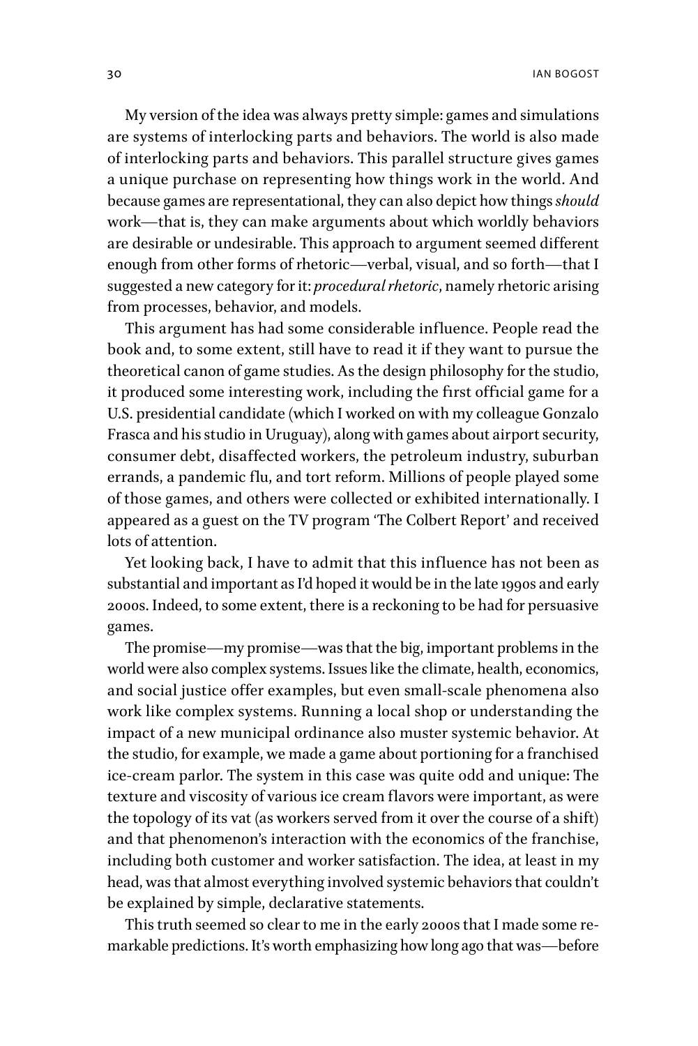My version of the idea was always pretty simple: games and simulations are systems of interlocking parts and behaviors. The world is also made of interlocking parts and behaviors. This parallel structure gives games a unique purchase on representing how things work in the world. And because games are representational, they can also depict how things *should* work—that is, they can make arguments about which worldly behaviors are desirable or undesirable. This approach to argument seemed different enough from other forms of rhetoric—verbal, visual, and so forth—that I suggested a new category for it: *procedural rhetoric*, namely rhetoric arising from processes, behavior, and models.

This argument has had some considerable influence. People read the book and, to some extent, still have to read it if they want to pursue the theoretical canon of game studies. As the design philosophy for the studio, it produced some interesting work, including the first official game for a U.S. presidential candidate (which I worked on with my colleague Gonzalo Frasca and his studio in Uruguay), along with games about airport security, consumer debt, disaffected workers, the petroleum industry, suburban errands, a pandemic flu, and tort reform. Millions of people played some of those games, and others were collected or exhibited internationally. I appeared as a guest on the TV program 'The Colbert Report' and received lots of attention.

Yet looking back, I have to admit that this influence has not been as substantial and important as I'd hoped it would be in the late 1990s and early 2000s. Indeed, to some extent, there is a reckoning to be had for persuasive games.

The promise—my promise—was that the big, important problems in the world were also complex systems. Issues like the climate, health, economics, and social justice offer examples, but even small-scale phenomena also work like complex systems. Running a local shop or understanding the impact of a new municipal ordinance also muster systemic behavior. At the studio, for example, we made a game about portioning for a franchised ice-cream parlor. The system in this case was quite odd and unique: The texture and viscosity of various ice cream flavors were important, as were the topology of its vat (as workers served from it over the course of a shift) and that phenomenon's interaction with the economics of the franchise, including both customer and worker satisfaction. The idea, at least in my head, was that almost everything involved systemic behaviors that couldn't be explained by simple, declarative statements.

This truth seemed so clear to me in the early 2000s that I made some remarkable predictions. It's worth emphasizing how long ago that was—before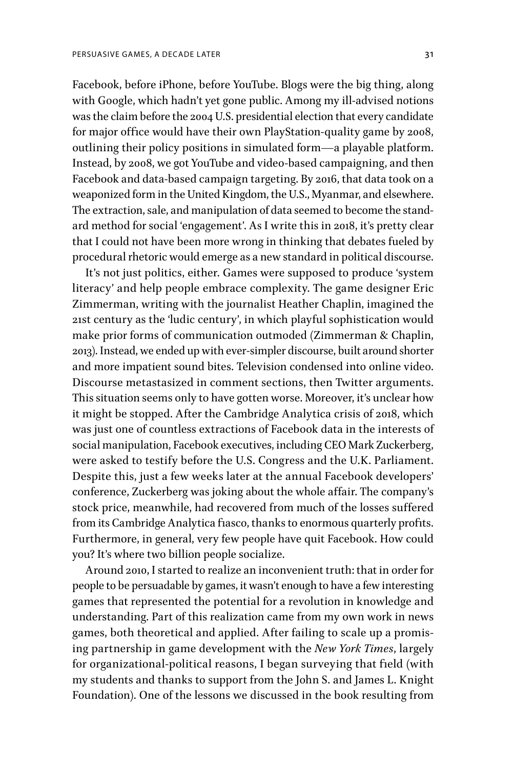Facebook, before iPhone, before YouTube. Blogs were the big thing, along with Google, which hadn't yet gone public. Among my ill-advised notions was the claim before the 2004 U.S. presidential election that every candidate for major office would have their own PlayStation-quality game by 2008, outlining their policy positions in simulated form—a playable platform. Instead, by 2008, we got YouTube and video-based campaigning, and then Facebook and data-based campaign targeting. By 2016, that data took on a weaponized form in the United Kingdom, the U.S., Myanmar, and elsewhere. The extraction, sale, and manipulation of data seemed to become the standard method for social 'engagement'. As I write this in 2018, it's pretty clear that I could not have been more wrong in thinking that debates fueled by procedural rhetoric would emerge as a new standard in political discourse.

It's not just politics, either. Games were supposed to produce 'system literacy' and help people embrace complexity. The game designer Eric Zimmerman, writing with the journalist Heather Chaplin, imagined the 21st century as the 'ludic century', in which playful sophistication would make prior forms of communication outmoded (Zimmerman & Chaplin, 2013). Instead, we ended up with ever-simpler discourse, built around shorter and more impatient sound bites. Television condensed into online video. Discourse metastasized in comment sections, then Twitter arguments. This situation seems only to have gotten worse. Moreover, it's unclear how it might be stopped. After the Cambridge Analytica crisis of 2018, which was just one of countless extractions of Facebook data in the interests of social manipulation, Facebook executives, including CEO Mark Zuckerberg, were asked to testify before the U.S. Congress and the U.K. Parliament. Despite this, just a few weeks later at the annual Facebook developers' conference, Zuckerberg was joking about the whole affair. The company's stock price, meanwhile, had recovered from much of the losses suffered from its Cambridge Analytica fiasco, thanks to enormous quarterly profits. Furthermore, in general, very few people have quit Facebook. How could you? It's where two billion people socialize.

Around 2010, I started to realize an inconvenient truth: that in order for people to be persuadable by games, it wasn't enough to have a few interesting games that represented the potential for a revolution in knowledge and understanding. Part of this realization came from my own work in news games, both theoretical and applied. After failing to scale up a promising partnership in game development with the *New York Times*, largely for organizational-political reasons, I began surveying that field (with my students and thanks to support from the John S. and James L. Knight Foundation). One of the lessons we discussed in the book resulting from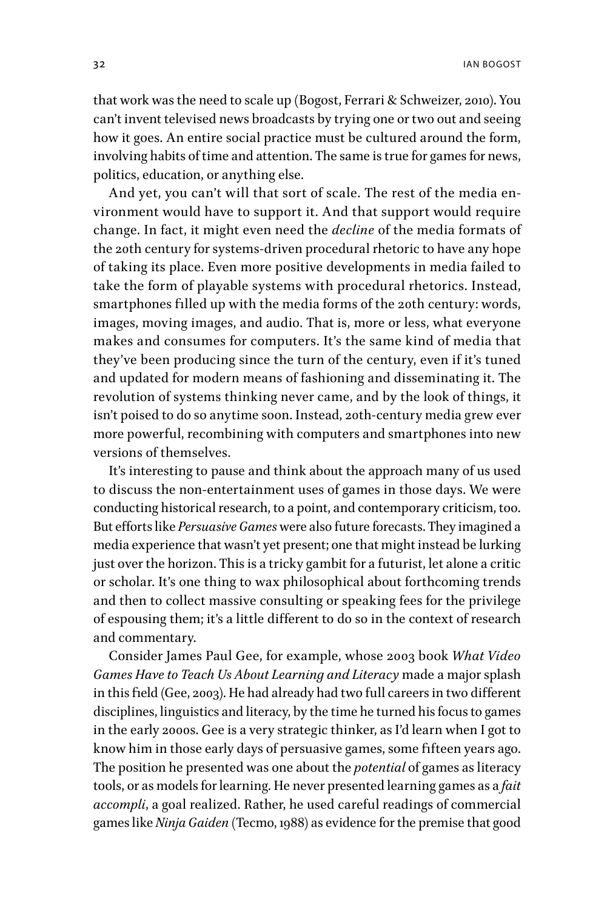that work was the need to scale up (Bogost, Ferrari & Schweizer, 2010). You can't invent televised news broadcasts by trying one or two out and seeing how it goes. An entire social practice must be cultured around the form, involving habits of time and attention. The same is true for games for news, politics, education, or anything else.

And yet, you can't will that sort of scale. The rest of the media environment would have to support it. And that support would require change. In fact, it might even need the *decline* of the media formats of the 20th century for systems-driven procedural rhetoric to have any hope of taking its place. Even more positive developments in media failed to take the form of playable systems with procedural rhetorics. Instead, smartphones filled up with the media forms of the 20th century: words, images, moving images, and audio. That is, more or less, what everyone makes and consumes for computers. It's the same kind of media that they've been producing since the turn of the century, even if it's tuned and updated for modern means of fashioning and disseminating it. The revolution of systems thinking never came, and by the look of things, it isn't poised to do so anytime soon. Instead, 20th-century media grew ever more powerful, recombining with computers and smartphones into new versions of themselves.

It's interesting to pause and think about the approach many of us used to discuss the non-entertainment uses of games in those days. We were conducting historical research, to a point, and contemporary criticism, too. But efforts like *Persuasive Games* were also future forecasts. They imagined a media experience that wasn't yet present; one that might instead be lurking just over the horizon. This is a tricky gambit for a futurist, let alone a critic or scholar. It's one thing to wax philosophical about forthcoming trends and then to collect massive consulting or speaking fees for the privilege of espousing them; it's a little different to do so in the context of research and commentary.

Consider James Paul Gee, for example, whose 2003 book *What Video Games Have to Teach Us About Learning and Literacy* made a major splash in this field (Gee, 2003). He had already had two full careers in two different disciplines, linguistics and literacy, by the time he turned his focus to games in the early 2000s. Gee is a very strategic thinker, as I'd learn when I got to know him in those early days of persuasive games, some fifteen years ago. The position he presented was one about the *potential* of games as literacy tools, or as models for learning. He never presented learning games as a *fait accompli*, a goal realized. Rather, he used careful readings of commercial games like *Ninja Gaiden* (Tecmo, 1988) as evidence for the premise that good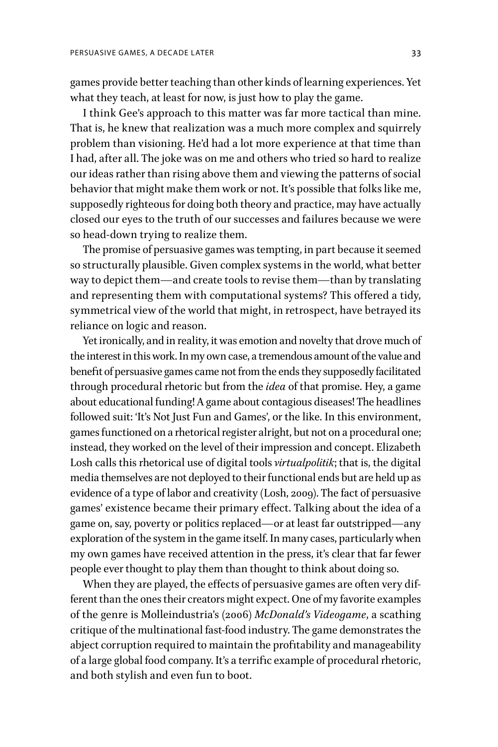games provide better teaching than other kinds of learning experiences. Yet what they teach, at least for now, is just how to play the game.

I think Gee's approach to this matter was far more tactical than mine. That is, he knew that realization was a much more complex and squirrely problem than visioning. He'd had a lot more experience at that time than I had, after all. The joke was on me and others who tried so hard to realize our ideas rather than rising above them and viewing the patterns of social behavior that might make them work or not. It's possible that folks like me, supposedly righteous for doing both theory and practice, may have actually closed our eyes to the truth of our successes and failures because we were so head-down trying to realize them.

The promise of persuasive games was tempting, in part because it seemed so structurally plausible. Given complex systems in the world, what better way to depict them—and create tools to revise them—than by translating and representing them with computational systems? This offered a tidy, symmetrical view of the world that might, in retrospect, have betrayed its reliance on logic and reason.

Yet ironically, and in reality, it was emotion and novelty that drove much of the interest in this work. In my own case, a tremendous amount of the value and benefit of persuasive games came not from the ends they supposedly facilitated through procedural rhetoric but from the *idea* of that promise. Hey, a game about educational funding! A game about contagious diseases! The headlines followed suit: 'It's Not Just Fun and Games', or the like. In this environment, games functioned on a rhetorical register alright, but not on a procedural one; instead, they worked on the level of their impression and concept. Elizabeth Losh calls this rhetorical use of digital tools *virtualpolitik*; that is, the digital media themselves are not deployed to their functional ends but are held up as evidence of a type of labor and creativity (Losh, 2009). The fact of persuasive games' existence became their primary effect. Talking about the idea of a game on, say, poverty or politics replaced—or at least far outstripped—any exploration of the system in the game itself. In many cases, particularly when my own games have received attention in the press, it's clear that far fewer people ever thought to play them than thought to think about doing so.

When they are played, the effects of persuasive games are often very different than the ones their creators might expect. One of my favorite examples of the genre is Molleindustria's (2006) *McDonald's Videogame*, a scathing critique of the multinational fast-food industry. The game demonstrates the abject corruption required to maintain the profitability and manageability of a large global food company. It's a terrific example of procedural rhetoric, and both stylish and even fun to boot.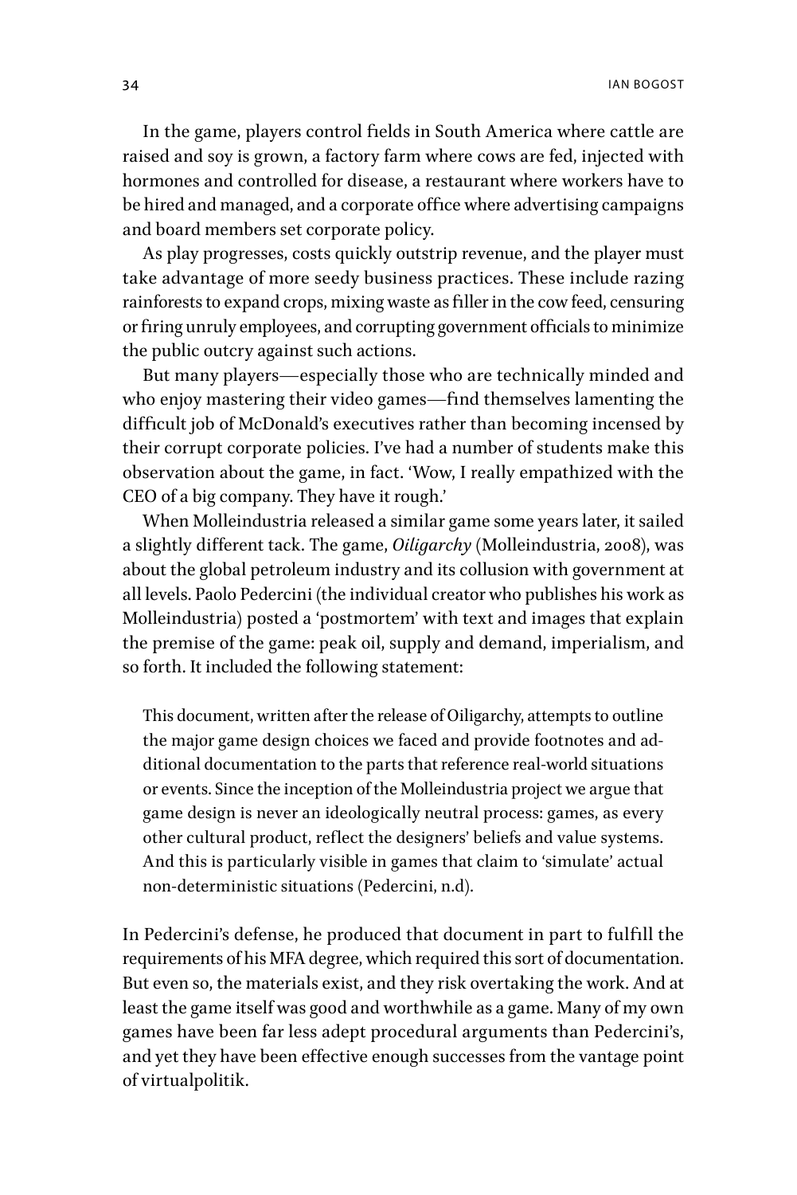In the game, players control fields in South America where cattle are raised and soy is grown, a factory farm where cows are fed, injected with hormones and controlled for disease, a restaurant where workers have to be hired and managed, and a corporate office where advertising campaigns and board members set corporate policy.

As play progresses, costs quickly outstrip revenue, and the player must take advantage of more seedy business practices. These include razing rainforests to expand crops, mixing waste as filler in the cow feed, censuring or firing unruly employees, and corrupting government officials to minimize the public outcry against such actions.

But many players—especially those who are technically minded and who enjoy mastering their video games—find themselves lamenting the difficult job of McDonald's executives rather than becoming incensed by their corrupt corporate policies. I've had a number of students make this observation about the game, in fact. 'Wow, I really empathized with the CEO of a big company. They have it rough.'

When Molleindustria released a similar game some years later, it sailed a slightly different tack. The game, *Oiligarchy* (Molleindustria, 2008), was about the global petroleum industry and its collusion with government at all levels. Paolo Pedercini (the individual creator who publishes his work as Molleindustria) posted a 'postmortem' with text and images that explain the premise of the game: peak oil, supply and demand, imperialism, and so forth. It included the following statement:

> This document, written after the release of Oiligarchy, attempts to outline the major game design choices we faced and provide footnotes and additional documentation to the parts that reference real-world situations or events. Since the inception of the Molleindustria project we argue that game design is never an ideologically neutral process: games, as every other cultural product, reflect the designers' beliefs and value systems. And this is particularly visible in games that claim to 'simulate' actual non-deterministic situations (Pedercini, n.d).

In Pedercini's defense, he produced that document in part to fulfill the requirements of his MFA degree, which required this sort of documentation. But even so, the materials exist, and they risk overtaking the work. And at least the game itself was good and worthwhile as a game. Many of my own games have been far less adept procedural arguments than Pedercini's, and yet they have been effective enough successes from the vantage point of virtualpolitik.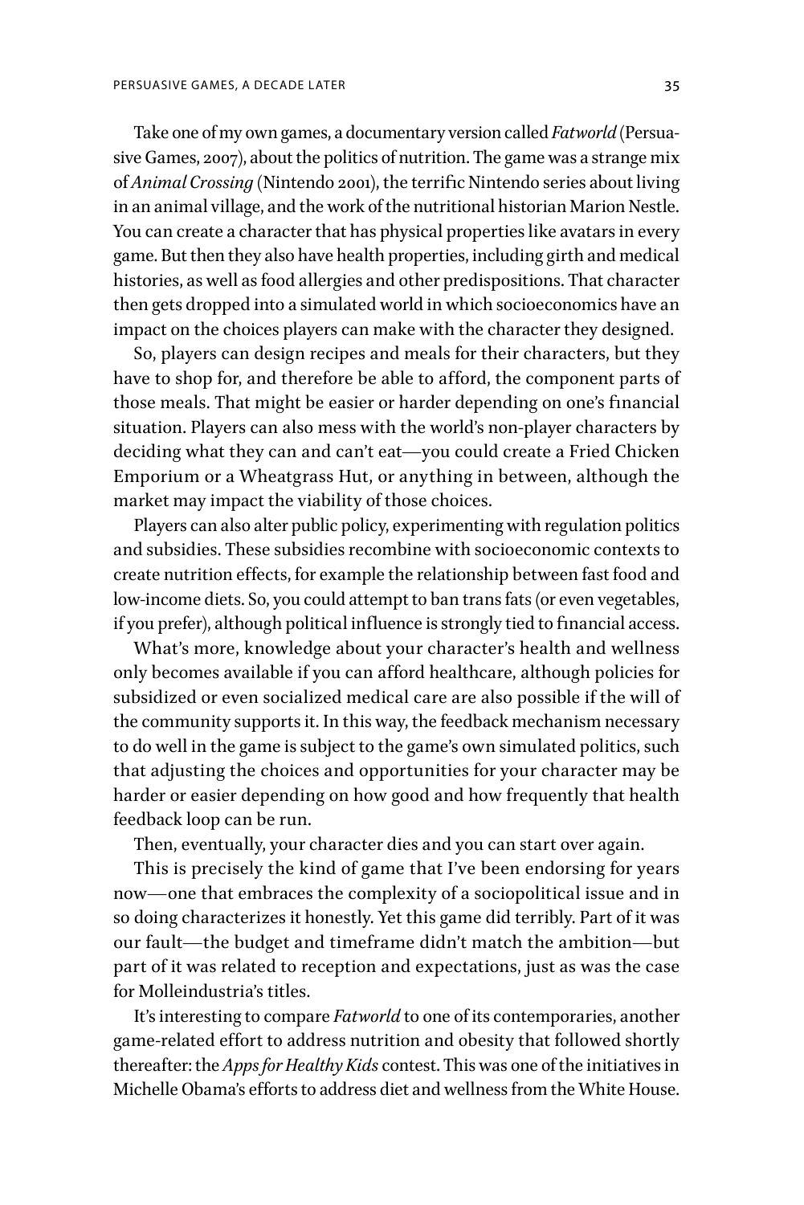Take one of my own games, a documentary version called *Fatworld* (Persuasive Games, 2007), about the politics of nutrition. The game was a strange mix of *Animal Crossing* (Nintendo 2001), the terrific Nintendo series about living in an animal village, and the work of the nutritional historian Marion Nestle. You can create a character that has physical properties like avatars in every game. But then they also have health properties, including girth and medical histories, as well as food allergies and other predispositions. That character then gets dropped into a simulated world in which socioeconomics have an impact on the choices players can make with the character they designed.

So, players can design recipes and meals for their characters, but they have to shop for, and therefore be able to afford, the component parts of those meals. That might be easier or harder depending on one's financial situation. Players can also mess with the world's non-player characters by deciding what they can and can't eat—you could create a Fried Chicken Emporium or a Wheatgrass Hut, or anything in between, although the market may impact the viability of those choices.

Players can also alter public policy, experimenting with regulation politics and subsidies. These subsidies recombine with socioeconomic contexts to create nutrition effects, for example the relationship between fast food and low-income diets. So, you could attempt to ban trans fats (or even vegetables, if you prefer), although political influence is strongly tied to financial access.

What's more, knowledge about your character's health and wellness only becomes available if you can afford healthcare, although policies for subsidized or even socialized medical care are also possible if the will of the community supports it. In this way, the feedback mechanism necessary to do well in the game is subject to the game's own simulated politics, such that adjusting the choices and opportunities for your character may be harder or easier depending on how good and how frequently that health feedback loop can be run.

Then, eventually, your character dies and you can start over again.

This is precisely the kind of game that I've been endorsing for years now—one that embraces the complexity of a sociopolitical issue and in so doing characterizes it honestly. Yet this game did terribly. Part of it was our fault—the budget and timeframe didn't match the ambition—but part of it was related to reception and expectations, just as was the case for Molleindustria's titles.

It's interesting to compare *Fatworld* to one of its contemporaries, another game-related effort to address nutrition and obesity that followed shortly thereafter: the *Apps for Healthy Kids* contest. This was one of the initiatives in Michelle Obama's efforts to address diet and wellness from the White House.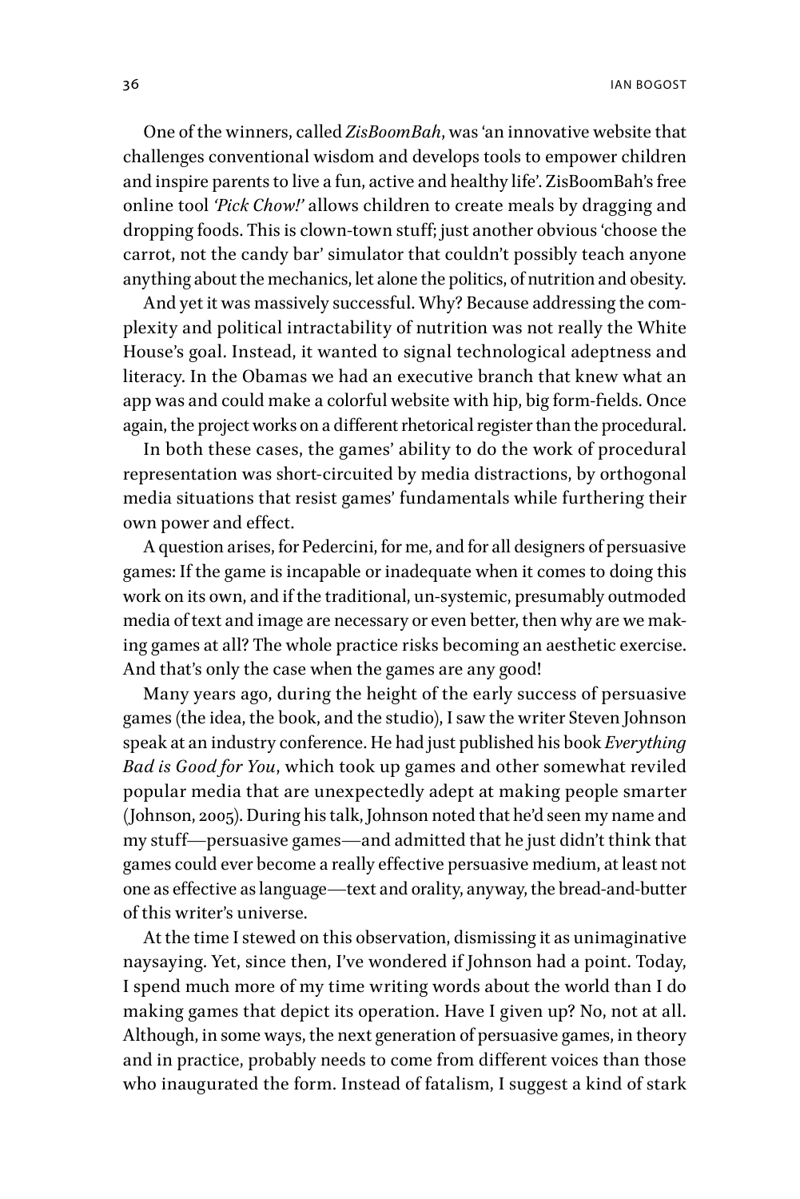One of the winners, called *ZisBoomBah*, was 'an innovative website that challenges conventional wisdom and develops tools to empower children and inspire parents to live a fun, active and healthy life'. ZisBoomBah's free online tool *'Pick Chow!'* allows children to create meals by dragging and dropping foods. This is clown-town stuff; just another obvious 'choose the carrot, not the candy bar' simulator that couldn't possibly teach anyone anything about the mechanics, let alone the politics, of nutrition and obesity.

And yet it was massively successful. Why? Because addressing the complexity and political intractability of nutrition was not really the White House's goal. Instead, it wanted to signal technological adeptness and literacy. In the Obamas we had an executive branch that knew what an app was and could make a colorful website with hip, big form-fields. Once again, the project works on a different rhetorical register than the procedural.

In both these cases, the games' ability to do the work of procedural representation was short-circuited by media distractions, by orthogonal media situations that resist games' fundamentals while furthering their own power and effect.

A question arises, for Pedercini, for me, and for all designers of persuasive games: If the game is incapable or inadequate when it comes to doing this work on its own, and if the traditional, un-systemic, presumably outmoded media of text and image are necessary or even better, then why are we making games at all? The whole practice risks becoming an aesthetic exercise. And that's only the case when the games are any good!

Many years ago, during the height of the early success of persuasive games (the idea, the book, and the studio), I saw the writer Steven Johnson speak at an industry conference. He had just published his book *Everything Bad is Good for You*, which took up games and other somewhat reviled popular media that are unexpectedly adept at making people smarter (Johnson, 2005). During his talk, Johnson noted that he'd seen my name and my stuff—persuasive games—and admitted that he just didn't think that games could ever become a really effective persuasive medium, at least not one as effective as language—text and orality, anyway, the bread-and-butter of this writer's universe.

At the time I stewed on this observation, dismissing it as unimaginative naysaying. Yet, since then, I've wondered if Johnson had a point. Today, I spend much more of my time writing words about the world than I do making games that depict its operation. Have I given up? No, not at all. Although, in some ways, the next generation of persuasive games, in theory and in practice, probably needs to come from different voices than those who inaugurated the form. Instead of fatalism, I suggest a kind of stark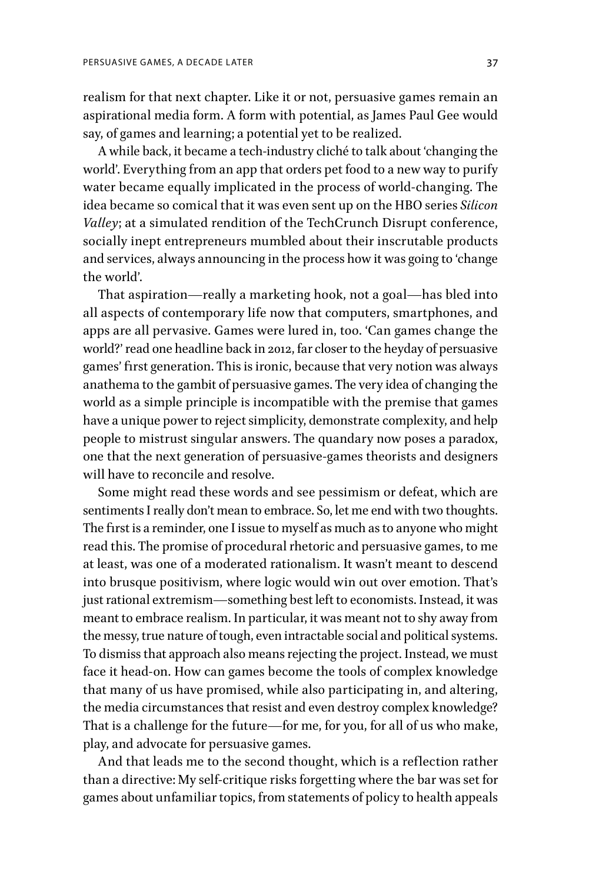realism for that next chapter. Like it or not, persuasive games remain an aspirational media form. A form with potential, as James Paul Gee would say, of games and learning; a potential yet to be realized.

A while back, it became a tech-industry cliché to talk about 'changing the world'. Everything from an app that orders pet food to a new way to purify water became equally implicated in the process of world-changing. The idea became so comical that it was even sent up on the HBO series *Silicon Valley*; at a simulated rendition of the TechCrunch Disrupt conference, socially inept entrepreneurs mumbled about their inscrutable products and services, always announcing in the process how it was going to 'change the world'.

That aspiration—really a marketing hook, not a goal—has bled into all aspects of contemporary life now that computers, smartphones, and apps are all pervasive. Games were lured in, too. 'Can games change the world?' read one headline back in 2012, far closer to the heyday of persuasive games' first generation. This is ironic, because that very notion was always anathema to the gambit of persuasive games. The very idea of changing the world as a simple principle is incompatible with the premise that games have a unique power to reject simplicity, demonstrate complexity, and help people to mistrust singular answers. The quandary now poses a paradox, one that the next generation of persuasive-games theorists and designers will have to reconcile and resolve.

Some might read these words and see pessimism or defeat, which are sentiments I really don't mean to embrace. So, let me end with two thoughts. The first is a reminder, one I issue to myself as much as to anyone who might read this. The promise of procedural rhetoric and persuasive games, to me at least, was one of a moderated rationalism. It wasn't meant to descend into brusque positivism, where logic would win out over emotion. That's just rational extremism—something best left to economists. Instead, it was meant to embrace realism. In particular, it was meant not to shy away from the messy, true nature of tough, even intractable social and political systems. To dismiss that approach also means rejecting the project. Instead, we must face it head-on. How can games become the tools of complex knowledge that many of us have promised, while also participating in, and altering, the media circumstances that resist and even destroy complex knowledge? That is a challenge for the future—for me, for you, for all of us who make, play, and advocate for persuasive games.

And that leads me to the second thought, which is a reflection rather than a directive: My self-critique risks forgetting where the bar was set for games about unfamiliar topics, from statements of policy to health appeals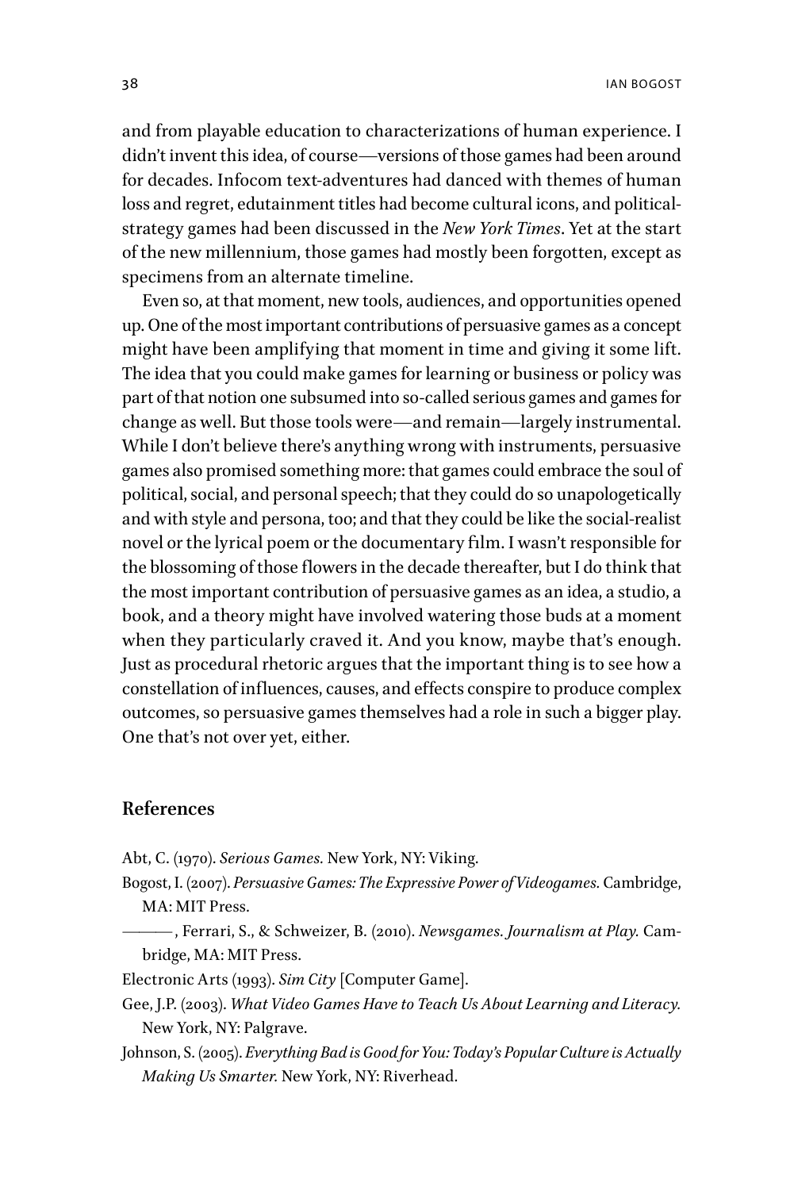and from playable education to characterizations of human experience. I didn't invent this idea, of course—versions of those games had been around for decades. Infocom text-adventures had danced with themes of human loss and regret, edutainment titles had become cultural icons, and political-strategy games had been discussed in the *New York Times*. Yet at the start of the new millennium, those games had mostly been forgotten, except as specimens from an alternate timeline.

Even so, at that moment, new tools, audiences, and opportunities opened up. One of the most important contributions of persuasive games as a concept might have been amplifying that moment in time and giving it some lift. The idea that you could make games for learning or business or policy was part of that notion one subsumed into so-called serious games and games for change as well. But those tools were—and remain—largely instrumental. While I don't believe there's anything wrong with instruments, persuasive games also promised something more: that games could embrace the soul of political, social, and personal speech; that they could do so unapologetically and with style and persona, too; and that they could be like the social-realist novel or the lyrical poem or the documentary film. I wasn't responsible for the blossoming of those flowers in the decade thereafter, but I do think that the most important contribution of persuasive games as an idea, a studio, a book, and a theory might have involved watering those buds at a moment when they particularly craved it. And you know, maybe that's enough. Just as procedural rhetoric argues that the important thing is to see how a constellation of influences, causes, and effects conspire to produce complex outcomes, so persuasive games themselves had a role in such a bigger play. One that's not over yet, either.

## References

Abt, C. (1970). *Serious Games.* New York, NY: Viking.

Bogost, I. (2007). *Persuasive Games: The Expressive Power of Videogames.* Cambridge, MA: MIT Press.

———, Ferrari, S., & Schweizer, B. (2010). *Newsgames. Journalism at Play.* Cambridge, MA: MIT Press.

Electronic Arts (1993). *Sim City* [Computer Game].

Gee, J.P. (2003). *What Video Games Have to Teach Us About Learning and Literacy.* New York, NY: Palgrave.

Johnson, S. (2005). *Everything Bad is Good for You: Today's Popular Culture is Actually Making Us Smarter.* New York, NY: Riverhead.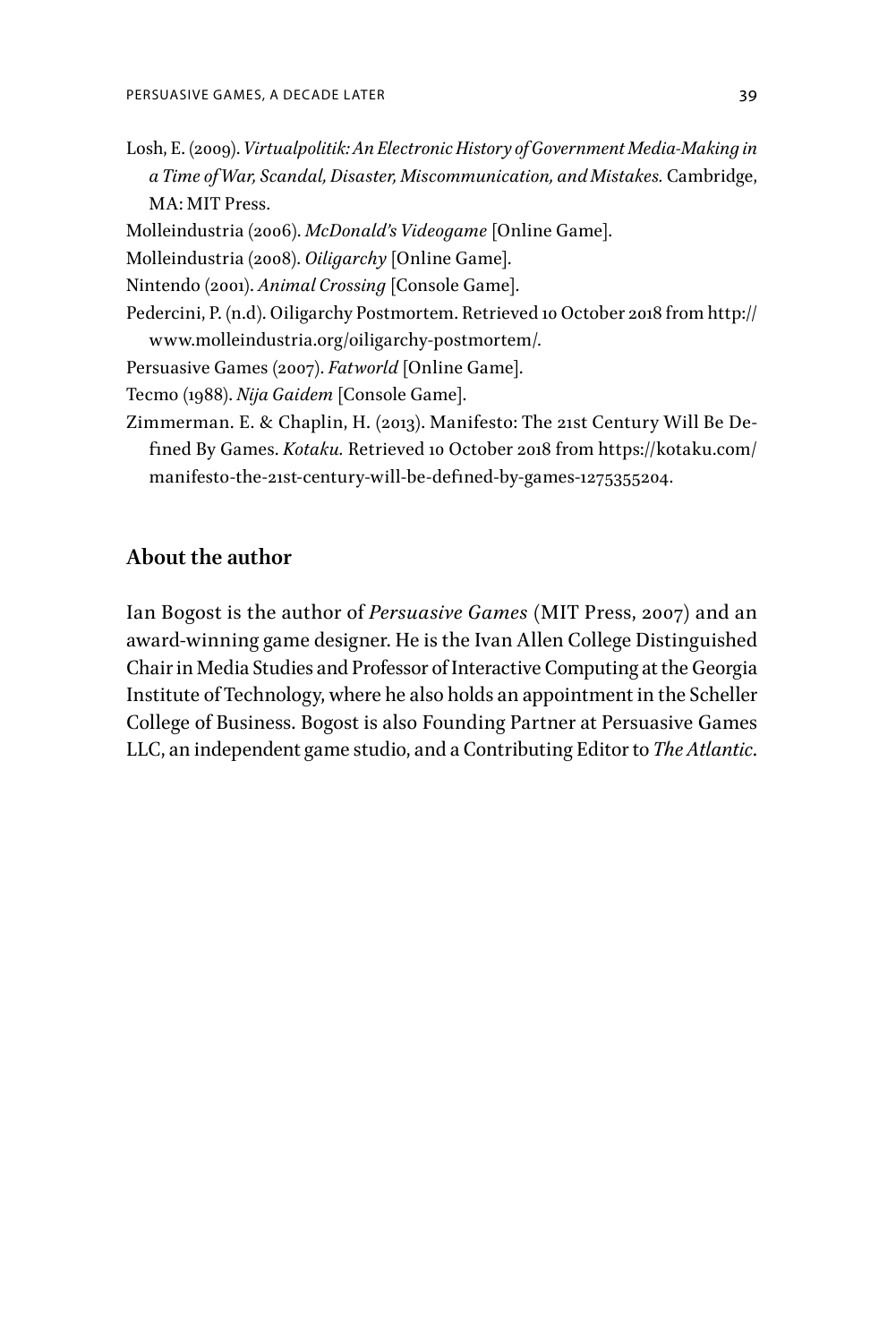Losh, E. (2009). *Virtualpolitik: An Electronic History of Government Media-Making in a Time of War, Scandal, Disaster, Miscommunication, and Mistakes.* Cambridge, MA: MIT Press.

Molleindustria (2006). *McDonald's Videogame* [Online Game].

Molleindustria (2008). *Oiligarchy* [Online Game].

Nintendo (2001). *Animal Crossing* [Console Game].

Pedercini, P. (n.d). Oiligarchy Postmortem. Retrieved 10 October 2018 from http://www.molleindustria.org/oiligarchy-postmortem/.

Persuasive Games (2007). *Fatworld* [Online Game].

Tecmo (1988). *Nija Gaidem* [Console Game].

Zimmerman. E. & Chaplin, H. (2013). Manifesto: The 21st Century Will Be Defined By Games. *Kotaku.* Retrieved 10 October 2018 from https://kotaku.com/manifesto-the-21st-century-will-be-defined-by-games-1275355204.

## About the author

Ian Bogost is the author of *Persuasive Games* (MIT Press, 2007) and an award-winning game designer. He is the Ivan Allen College Distinguished Chair in Media Studies and Professor of Interactive Computing at the Georgia Institute of Technology, where he also holds an appointment in the Scheller College of Business. Bogost is also Founding Partner at Persuasive Games LLC, an independent game studio, and a Contributing Editor to *The Atlantic*.